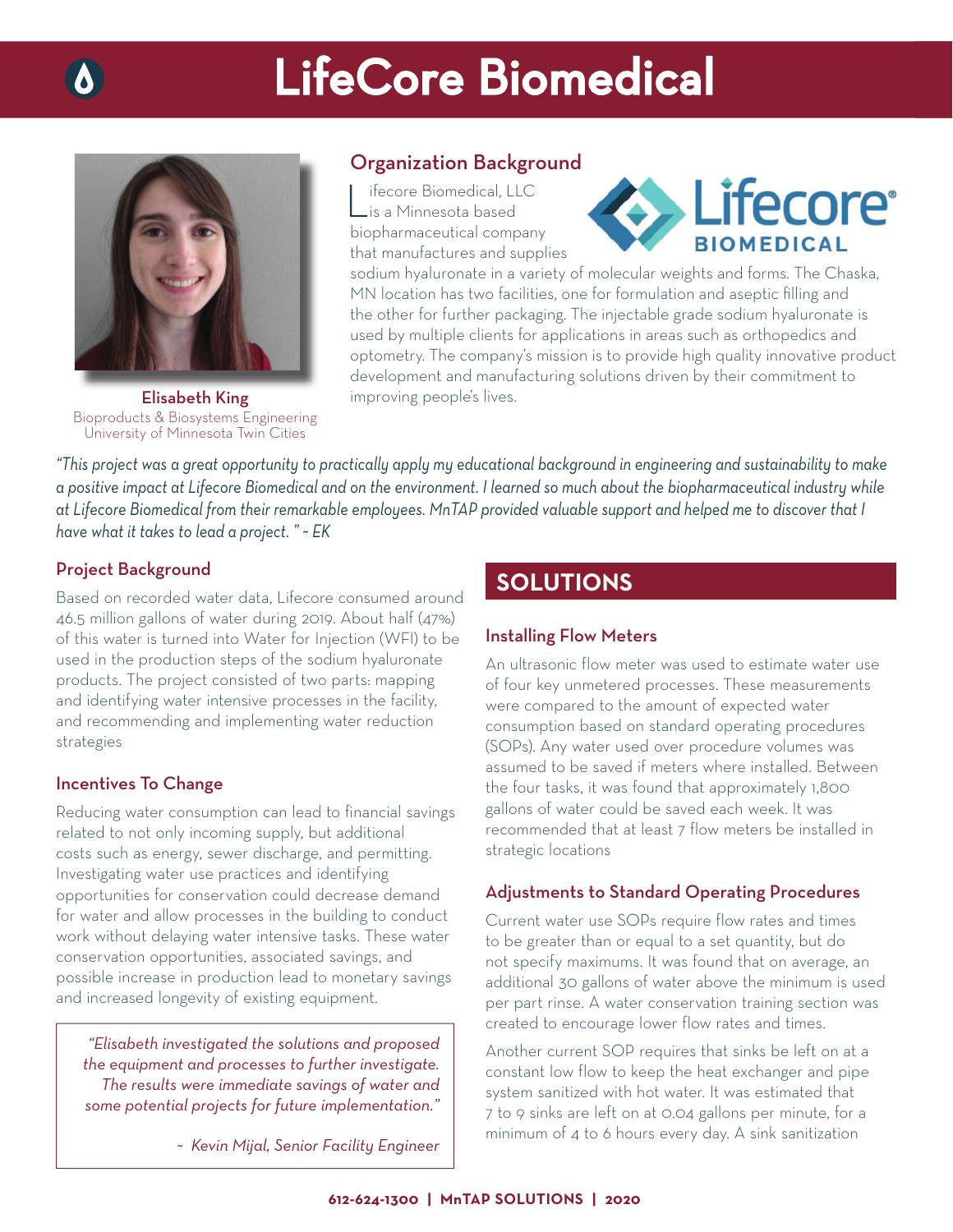# LifeCore Biomedical

**Elisabeth King**
Bioproducts & Biosystems Engineering
University of Minnesota Twin Cities

## Organization Background

Lifecore Biomedical, LLC is a Minnesota based biopharmaceutical company that manufactures and supplies sodium hyaluronate in a variety of molecular weights and forms. The Chaska, MN location has two facilities, one for formulation and aseptic filling and the other for further packaging. The injectable grade sodium hyaluronate is used by multiple clients for applications in areas such as orthopedics and optometry. The company's mission is to provide high quality innovative product development and manufacturing solutions driven by their commitment to improving people's lives.

*"This project was a great opportunity to practically apply my educational background in engineering and sustainability to make a positive impact at Lifecore Biomedical and on the environment. I learned so much about the biopharmaceutical industry while at Lifecore Biomedical from their remarkable employees. MnTAP provided valuable support and helped me to discover that I have what it takes to lead a project. " ~ EK*

## Project Background

Based on recorded water data, Lifecore consumed around 46.5 million gallons of water during 2019. About half (47%) of this water is turned into Water for Injection (WFI) to be used in the production steps of the sodium hyaluronate products. The project consisted of two parts: mapping and identifying water intensive processes in the facility, and recommending and implementing water reduction strategies

## Incentives To Change

Reducing water consumption can lead to financial savings related to not only incoming supply, but additional costs such as energy, sewer discharge, and permitting. Investigating water use practices and identifying opportunities for conservation could decrease demand for water and allow processes in the building to conduct work without delaying water intensive tasks. These water conservation opportunities, associated savings, and possible increase in production lead to monetary savings and increased longevity of existing equipment.

> *"Elisabeth investigated the solutions and proposed the equipment and processes to further investigate. The results were immediate savings of water and some potential projects for future implementation."*
>
> *~ Kevin Mijal, Senior Facility Engineer*

## SOLUTIONS

### Installing Flow Meters

An ultrasonic flow meter was used to estimate water use of four key unmetered processes. These measurements were compared to the amount of expected water consumption based on standard operating procedures (SOPs). Any water used over procedure volumes was assumed to be saved if meters where installed. Between the four tasks, it was found that approximately 1,800 gallons of water could be saved each week. It was recommended that at least 7 flow meters be installed in strategic locations

### Adjustments to Standard Operating Procedures

Current water use SOPs require flow rates and times to be greater than or equal to a set quantity, but do not specify maximums. It was found that on average, an additional 30 gallons of water above the minimum is used per part rinse. A water conservation training section was created to encourage lower flow rates and times.

Another current SOP requires that sinks be left on at a constant low flow to keep the heat exchanger and pipe system sanitized with hot water. It was estimated that 7 to 9 sinks are left on at 0.04 gallons per minute, for a minimum of 4 to 6 hours every day. A sink sanitization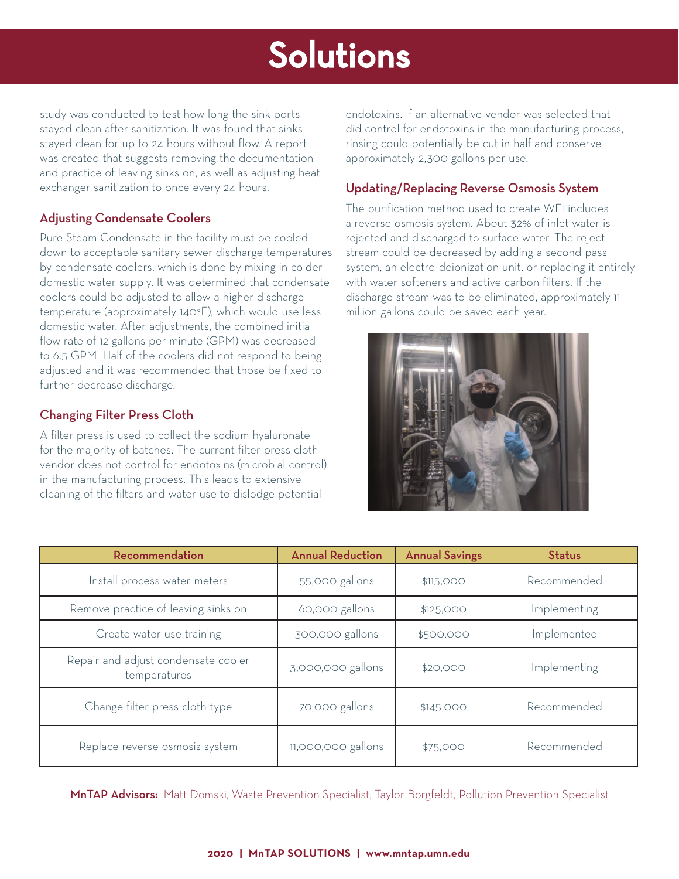# Solutions

study was conducted to test how long the sink ports stayed clean after sanitization. It was found that sinks stayed clean for up to 24 hours without flow. A report was created that suggests removing the documentation and practice of leaving sinks on, as well as adjusting heat exchanger sanitization to once every 24 hours.

### Adjusting Condensate Coolers

Pure Steam Condensate in the facility must be cooled down to acceptable sanitary sewer discharge temperatures by condensate coolers, which is done by mixing in colder domestic water supply. It was determined that condensate coolers could be adjusted to allow a higher discharge temperature (approximately 140°F), which would use less domestic water. After adjustments, the combined initial flow rate of 12 gallons per minute (GPM) was decreased to 6.5 GPM. Half of the coolers did not respond to being adjusted and it was recommended that those be fixed to further decrease discharge.

### Changing Filter Press Cloth

A filter press is used to collect the sodium hyaluronate for the majority of batches. The current filter press cloth vendor does not control for endotoxins (microbial control) in the manufacturing process. This leads to extensive cleaning of the filters and water use to dislodge potential endotoxins. If an alternative vendor was selected that did control for endotoxins in the manufacturing process, rinsing could potentially be cut in half and conserve approximately 2,300 gallons per use.

### Updating/Replacing Reverse Osmosis System

The purification method used to create WFI includes a reverse osmosis system. About 32% of inlet water is rejected and discharged to surface water. The reject stream could be decreased by adding a second pass system, an electro-deionization unit, or replacing it entirely with water softeners and active carbon filters. If the discharge stream was to be eliminated, approximately 11 million gallons could be saved each year.

| Recommendation | Annual Reduction | Annual Savings | Status |
|---|---|---|---|
| Install process water meters | 55,000 gallons | $115,000 | Recommended |
| Remove practice of leaving sinks on | 60,000 gallons | $125,000 | Implementing |
| Create water use training | 300,000 gallons | $500,000 | Implemented |
| Repair and adjust condensate cooler temperatures | 3,000,000 gallons | $20,000 | Implementing |
| Change filter press cloth type | 70,000 gallons | $145,000 | Recommended |
| Replace reverse osmosis system | 11,000,000 gallons | $75,000 | Recommended |

**MnTAP Advisors:** Matt Domski, Waste Prevention Specialist; Taylor Borgfeldt, Pollution Prevention Specialist